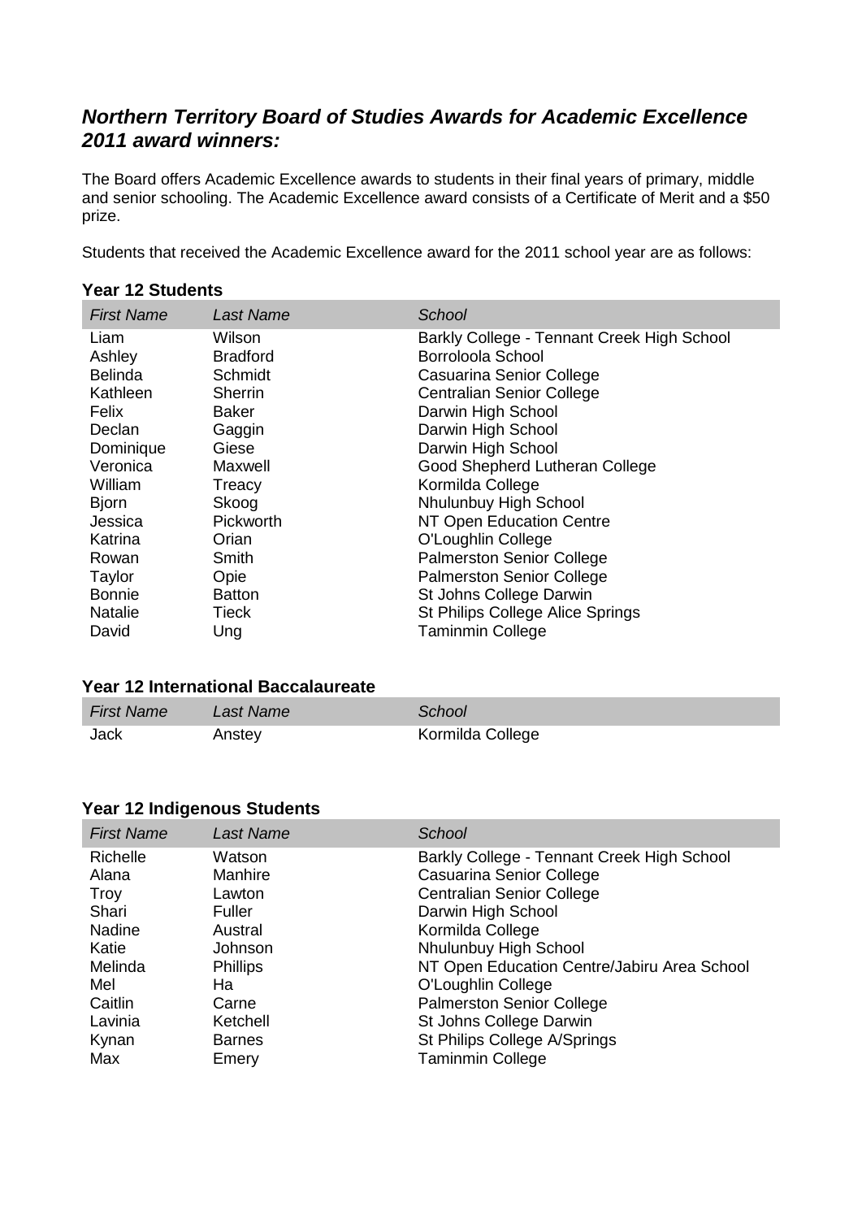## ***Northern Territory Board of Studies Awards for Academic Excellence 2011 award winners:***

The Board offers Academic Excellence awards to students in their final years of primary, middle and senior schooling. The Academic Excellence award consists of a Certificate of Merit and a $50 prize.

Students that received the Academic Excellence award for the 2011 school year are as follows:

### Year 12 Students

| *First Name* | *Last Name* | *School* |
|---|---|---|
| Liam | Wilson | Barkly College - Tennant Creek High School |
| Ashley | Bradford | Borroloola School |
| Belinda | Schmidt | Casuarina Senior College |
| Kathleen | Sherrin | Centralian Senior College |
| Felix | Baker | Darwin High School |
| Declan | Gaggin | Darwin High School |
| Dominique | Giese | Darwin High School |
| Veronica | Maxwell | Good Shepherd Lutheran College |
| William | Treacy | Kormilda College |
| Bjorn | Skoog | Nhulunbuy High School |
| Jessica | Pickworth | NT Open Education Centre |
| Katrina | Orian | O'Loughlin College |
| Rowan | Smith | Palmerston Senior College |
| Taylor | Opie | Palmerston Senior College |
| Bonnie | Batton | St Johns College Darwin |
| Natalie | Tieck | St Philips College Alice Springs |
| David | Ung | Taminmin College |

### Year 12 International Baccalaureate

| *First Name* | *Last Name* | *School* |
|---|---|---|
| Jack | Anstey | Kormilda College |

### Year 12 Indigenous Students

| *First Name* | *Last Name* | *School* |
|---|---|---|
| Richelle | Watson | Barkly College - Tennant Creek High School |
| Alana | Manhire | Casuarina Senior College |
| Troy | Lawton | Centralian Senior College |
| Shari | Fuller | Darwin High School |
| Nadine | Austral | Kormilda College |
| Katie | Johnson | Nhulunbuy High School |
| Melinda | Phillips | NT Open Education Centre/Jabiru Area School |
| Mel | Ha | O'Loughlin College |
| Caitlin | Carne | Palmerston Senior College |
| Lavinia | Ketchell | St Johns College Darwin |
| Kynan | Barnes | St Philips College A/Springs |
| Max | Emery | Taminmin College |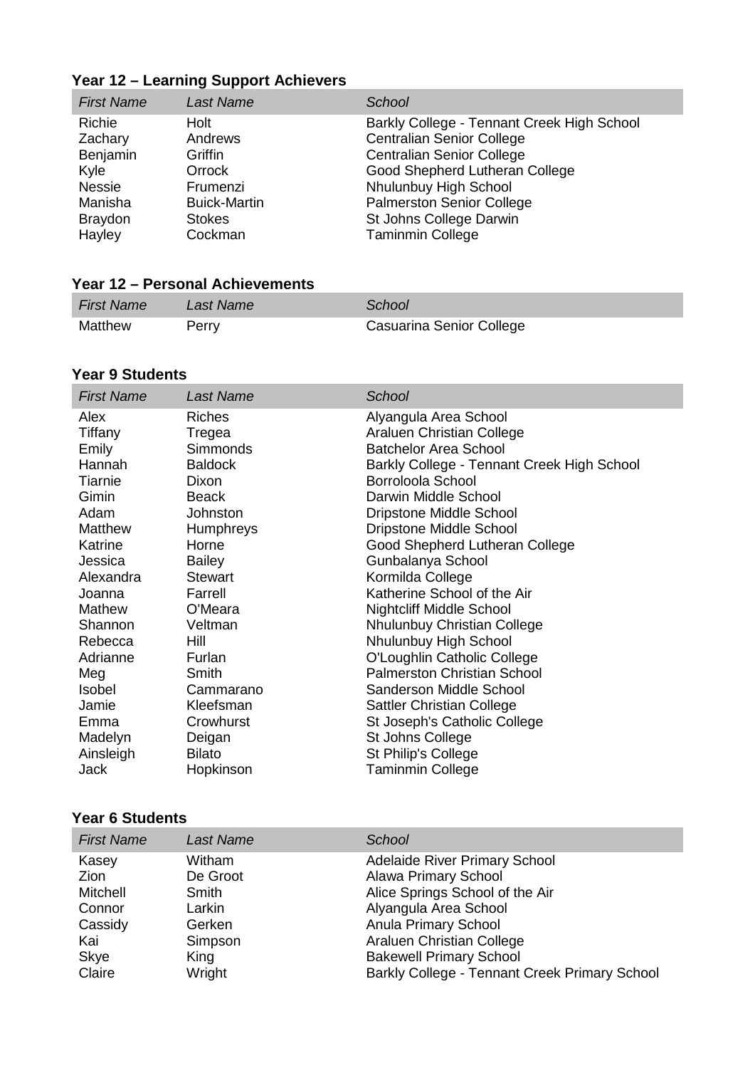### Year 12 – Learning Support Achievers

| First Name | Last Name | School |
|---|---|---|
| Richie | Holt | Barkly College - Tennant Creek High School |
| Zachary | Andrews | Centralian Senior College |
| Benjamin | Griffin | Centralian Senior College |
| Kyle | Orrock | Good Shepherd Lutheran College |
| Nessie | Frumenzi | Nhulunbuy High School |
| Manisha | Buick-Martin | Palmerston Senior College |
| Braydon | Stokes | St Johns College Darwin |
| Hayley | Cockman | Taminmin College |

### Year 12 – Personal Achievements

| First Name | Last Name | School |
|---|---|---|
| Matthew | Perry | Casuarina Senior College |

### Year 9 Students

| First Name | Last Name | School |
|---|---|---|
| Alex | Riches | Alyangula Area School |
| Tiffany | Tregea | Araluen Christian College |
| Emily | Simmonds | Batchelor Area School |
| Hannah | Baldock | Barkly College - Tennant Creek High School |
| Tiarnie | Dixon | Borroloola School |
| Gimin | Beack | Darwin Middle School |
| Adam | Johnston | Dripstone Middle School |
| Matthew | Humphreys | Dripstone Middle School |
| Katrine | Horne | Good Shepherd Lutheran College |
| Jessica | Bailey | Gunbalanya School |
| Alexandra | Stewart | Kormilda College |
| Joanna | Farrell | Katherine School of the Air |
| Mathew | O'Meara | Nightcliff Middle School |
| Shannon | Veltman | Nhulunbuy Christian College |
| Rebecca | Hill | Nhulunbuy High School |
| Adrianne | Furlan | O'Loughlin Catholic College |
| Meg | Smith | Palmerston Christian School |
| Isobel | Cammarano | Sanderson Middle School |
| Jamie | Kleefsman | Sattler Christian College |
| Emma | Crowhurst | St Joseph's Catholic College |
| Madelyn | Deigan | St Johns College |
| Ainsleigh | Bilato | St Philip's College |
| Jack | Hopkinson | Taminmin College |

### Year 6 Students

| First Name | Last Name | School |
|---|---|---|
| Kasey | Witham | Adelaide River Primary School |
| Zion | De Groot | Alawa Primary School |
| Mitchell | Smith | Alice Springs School of the Air |
| Connor | Larkin | Alyangula Area School |
| Cassidy | Gerken | Anula Primary School |
| Kai | Simpson | Araluen Christian College |
| Skye | King | Bakewell Primary School |
| Claire | Wright | Barkly College - Tennant Creek Primary School |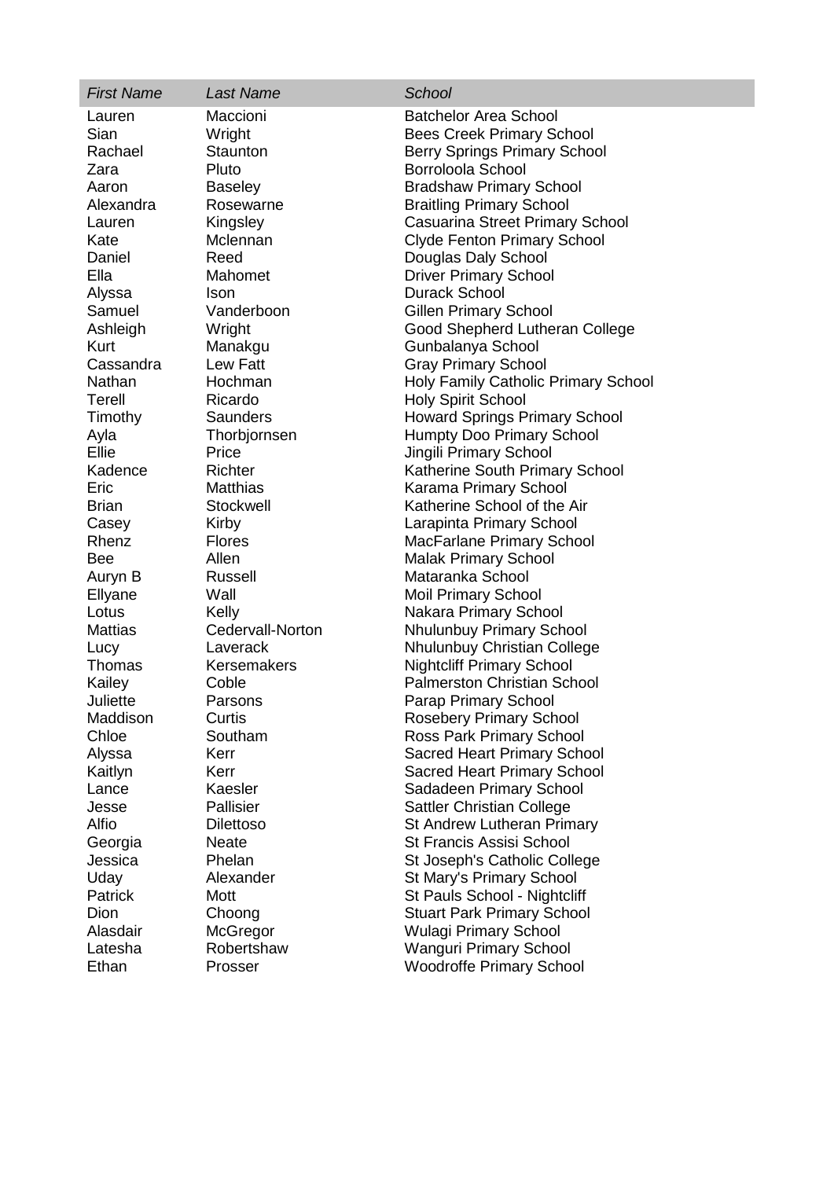| *First Name* | *Last Name* | *School* |
|---|---|---|
| Lauren | Maccioni | Batchelor Area School |
| Sian | Wright | Bees Creek Primary School |
| Rachael | Staunton | Berry Springs Primary School |
| Zara | Pluto | Borroloola School |
| Aaron | Baseley | Bradshaw Primary School |
| Alexandra | Rosewarne | Braitling Primary School |
| Lauren | Kingsley | Casuarina Street Primary School |
| Kate | Mclennan | Clyde Fenton Primary School |
| Daniel | Reed | Douglas Daly School |
| Ella | Mahomet | Driver Primary School |
| Alyssa | Ison | Durack School |
| Samuel | Vanderboon | Gillen Primary School |
| Ashleigh | Wright | Good Shepherd Lutheran College |
| Kurt | Manakgu | Gunbalanya School |
| Cassandra | Lew Fatt | Gray Primary School |
| Nathan | Hochman | Holy Family Catholic Primary School |
| Terell | Ricardo | Holy Spirit School |
| Timothy | Saunders | Howard Springs Primary School |
| Ayla | Thorbjornsen | Humpty Doo Primary School |
| Ellie | Price | Jingili Primary School |
| Kadence | Richter | Katherine South Primary School |
| Eric | Matthias | Karama Primary School |
| Brian | Stockwell | Katherine School of the Air |
| Casey | Kirby | Larapinta Primary School |
| Rhenz | Flores | MacFarlane Primary School |
| Bee | Allen | Malak Primary School |
| Auryn B | Russell | Mataranka School |
| Ellyane | Wall | Moil Primary School |
| Lotus | Kelly | Nakara Primary School |
| Mattias | Cedervall-Norton | Nhulunbuy Primary School |
| Lucy | Laverack | Nhulunbuy Christian College |
| Thomas | Kersemakers | Nightcliff Primary School |
| Kailey | Coble | Palmerston Christian School |
| Juliette | Parsons | Parap Primary School |
| Maddison | Curtis | Rosebery Primary School |
| Chloe | Southam | Ross Park Primary School |
| Alyssa | Kerr | Sacred Heart Primary School |
| Kaitlyn | Kerr | Sacred Heart Primary School |
| Lance | Kaesler | Sadadeen Primary School |
| Jesse | Pallisier | Sattler Christian College |
| Alfio | Dilettoso | St Andrew Lutheran Primary |
| Georgia | Neate | St Francis Assisi School |
| Jessica | Phelan | St Joseph's Catholic College |
| Uday | Alexander | St Mary's Primary School |
| Patrick | Mott | St Pauls School - Nightcliff |
| Dion | Choong | Stuart Park Primary School |
| Alasdair | McGregor | Wulagi Primary School |
| Latesha | Robertshaw | Wanguri Primary School |
| Ethan | Prosser | Woodroffe Primary School |